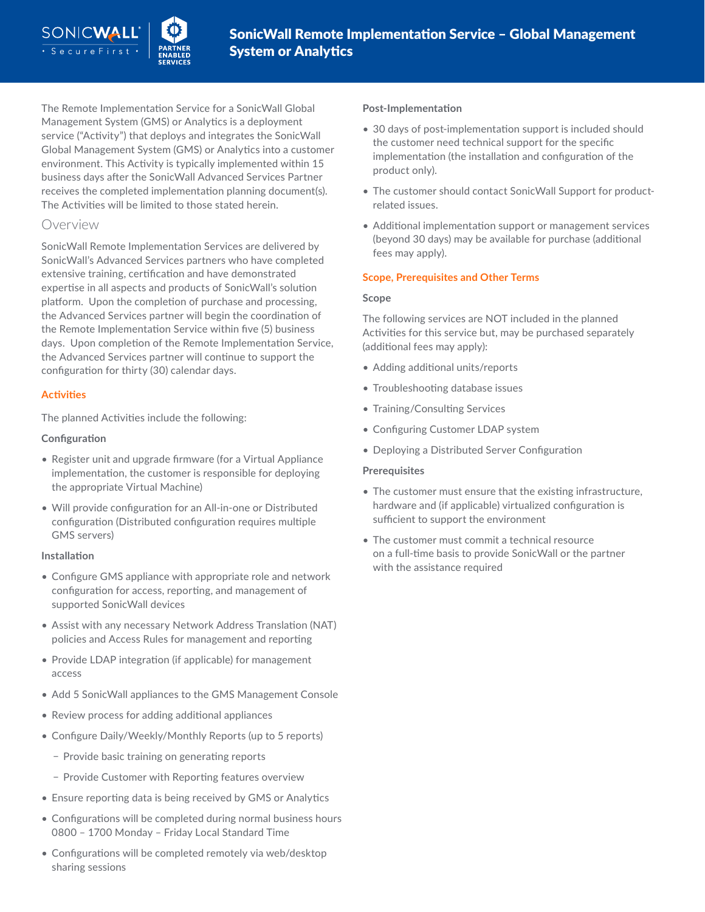# SonicWall Remote Implementation Service – Global Management System or Analytics

The Remote Implementation Service for a SonicWall Global Management System (GMS) or Analytics is a deployment service ("Activity") that deploys and integrates the SonicWall Global Management System (GMS) or Analytics into a customer environment. This Activity is typically implemented within 15 business days after the SonicWall Advanced Services Partner receives the completed implementation planning document(s). The Activities will be limited to those stated herein.

## Overview

SonicWall Remote Implementation Services are delivered by SonicWall's Advanced Services partners who have completed extensive training, certification and have demonstrated expertise in all aspects and products of SonicWall's solution platform. Upon the completion of purchase and processing, the Advanced Services partner will begin the coordination of the Remote Implementation Service within five (5) business days. Upon completion of the Remote Implementation Service, the Advanced Services partner will continue to support the configuration for thirty (30) calendar days.

### Activities

The planned Activities include the following:

#### Configuration

- Register unit and upgrade firmware (for a Virtual Appliance implementation, the customer is responsible for deploying the appropriate Virtual Machine)
- Will provide configuration for an All-in-one or Distributed configuration (Distributed configuration requires multiple GMS servers)

#### Installation

- Configure GMS appliance with appropriate role and network configuration for access, reporting, and management of supported SonicWall devices
- Assist with any necessary Network Address Translation (NAT) policies and Access Rules for management and reporting
- Provide LDAP integration (if applicable) for management access
- Add 5 SonicWall appliances to the GMS Management Console
- Review process for adding additional appliances
- Configure Daily/Weekly/Monthly Reports (up to 5 reports)
  - Provide basic training on generating reports
  - Provide Customer with Reporting features overview
- Ensure reporting data is being received by GMS or Analytics
- Configurations will be completed during normal business hours 0800 – 1700 Monday – Friday Local Standard Time
- Configurations will be completed remotely via web/desktop sharing sessions

#### Post-Implementation

- 30 days of post-implementation support is included should the customer need technical support for the specific implementation (the installation and configuration of the product only).
- The customer should contact SonicWall Support for product-related issues.
- Additional implementation support or management services (beyond 30 days) may be available for purchase (additional fees may apply).

### Scope, Prerequisites and Other Terms

#### Scope

The following services are NOT included in the planned Activities for this service but, may be purchased separately (additional fees may apply):

- Adding additional units/reports
- Troubleshooting database issues
- Training/Consulting Services
- Configuring Customer LDAP system
- Deploying a Distributed Server Configuration

#### Prerequisites

- The customer must ensure that the existing infrastructure, hardware and (if applicable) virtualized configuration is sufficient to support the environment
- The customer must commit a technical resource on a full-time basis to provide SonicWall or the partner with the assistance required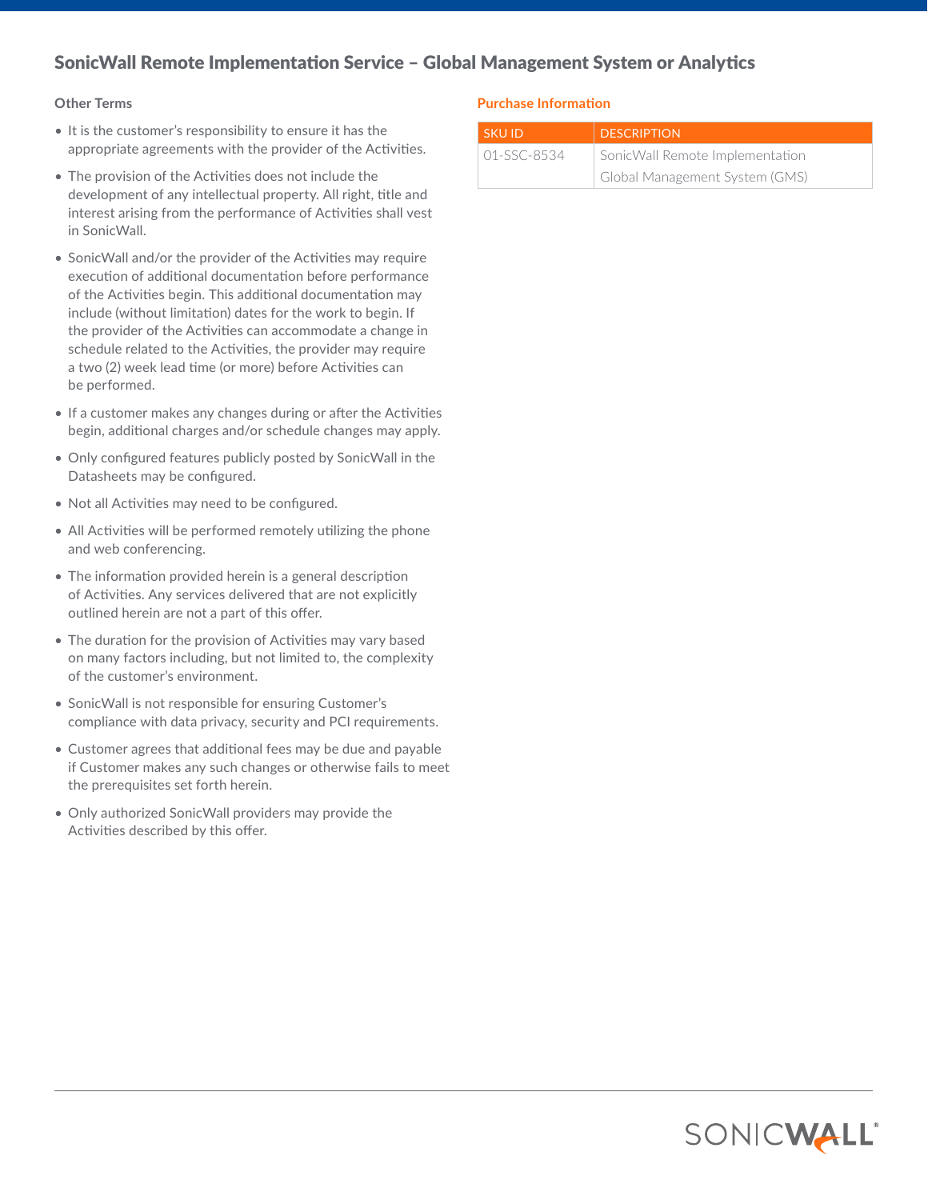# SonicWall Remote Implementation Service – Global Management System or Analytics

### Other Terms

- It is the customer's responsibility to ensure it has the appropriate agreements with the provider of the Activities.
- The provision of the Activities does not include the development of any intellectual property. All right, title and interest arising from the performance of Activities shall vest in SonicWall.
- SonicWall and/or the provider of the Activities may require execution of additional documentation before performance of the Activities begin. This additional documentation may include (without limitation) dates for the work to begin. If the provider of the Activities can accommodate a change in schedule related to the Activities, the provider may require a two (2) week lead time (or more) before Activities can be performed.
- If a customer makes any changes during or after the Activities begin, additional charges and/or schedule changes may apply.
- Only configured features publicly posted by SonicWall in the Datasheets may be configured.
- Not all Activities may need to be configured.
- All Activities will be performed remotely utilizing the phone and web conferencing.
- The information provided herein is a general description of Activities. Any services delivered that are not explicitly outlined herein are not a part of this offer.
- The duration for the provision of Activities may vary based on many factors including, but not limited to, the complexity of the customer's environment.
- SonicWall is not responsible for ensuring Customer's compliance with data privacy, security and PCI requirements.
- Customer agrees that additional fees may be due and payable if Customer makes any such changes or otherwise fails to meet the prerequisites set forth herein.
- Only authorized SonicWall providers may provide the Activities described by this offer.

### Purchase Information

| SKU ID | DESCRIPTION |
|---|---|
| 01-SSC-8534 | SonicWall Remote Implementation Global Management System (GMS) |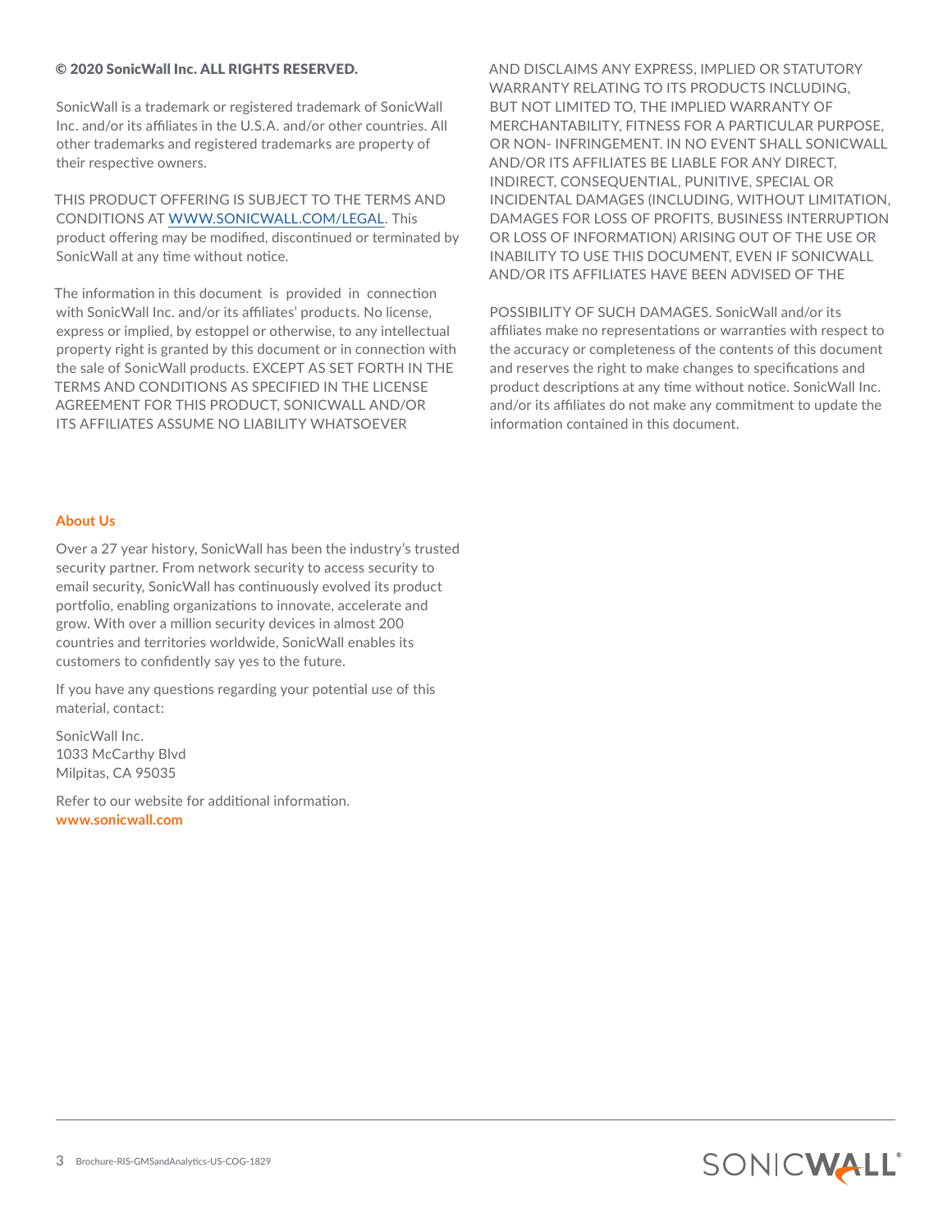**© 2020 SonicWall Inc. ALL RIGHTS RESERVED.**

SonicWall is a trademark or registered trademark of SonicWall Inc. and/or its affiliates in the U.S.A. and/or other countries. All other trademarks and registered trademarks are property of their respective owners.

THIS PRODUCT OFFERING IS SUBJECT TO THE TERMS AND CONDITIONS AT WWW.SONICWALL.COM/LEGAL. This product offering may be modified, discontinued or terminated by SonicWall at any time without notice.

The information in this document is provided in connection with SonicWall Inc. and/or its affiliates' products. No license, express or implied, by estoppel or otherwise, to any intellectual property right is granted by this document or in connection with the sale of SonicWall products. EXCEPT AS SET FORTH IN THE TERMS AND CONDITIONS AS SPECIFIED IN THE LICENSE AGREEMENT FOR THIS PRODUCT, SONICWALL AND/OR ITS AFFILIATES ASSUME NO LIABILITY WHATSOEVER AND DISCLAIMS ANY EXPRESS, IMPLIED OR STATUTORY WARRANTY RELATING TO ITS PRODUCTS INCLUDING, BUT NOT LIMITED TO, THE IMPLIED WARRANTY OF MERCHANTABILITY, FITNESS FOR A PARTICULAR PURPOSE, OR NON- INFRINGEMENT. IN NO EVENT SHALL SONICWALL AND/OR ITS AFFILIATES BE LIABLE FOR ANY DIRECT, INDIRECT, CONSEQUENTIAL, PUNITIVE, SPECIAL OR INCIDENTAL DAMAGES (INCLUDING, WITHOUT LIMITATION, DAMAGES FOR LOSS OF PROFITS, BUSINESS INTERRUPTION OR LOSS OF INFORMATION) ARISING OUT OF THE USE OR INABILITY TO USE THIS DOCUMENT, EVEN IF SONICWALL AND/OR ITS AFFILIATES HAVE BEEN ADVISED OF THE POSSIBILITY OF SUCH DAMAGES. SonicWall and/or its affiliates make no representations or warranties with respect to the accuracy or completeness of the contents of this document and reserves the right to make changes to specifications and product descriptions at any time without notice. SonicWall Inc. and/or its affiliates do not make any commitment to update the information contained in this document.

## About Us

Over a 27 year history, SonicWall has been the industry's trusted security partner. From network security to access security to email security, SonicWall has continuously evolved its product portfolio, enabling organizations to innovate, accelerate and grow. With over a million security devices in almost 200 countries and territories worldwide, SonicWall enables its customers to confidently say yes to the future.

If you have any questions regarding your potential use of this material, contact:

SonicWall Inc.
1033 McCarthy Blvd
Milpitas, CA 95035

Refer to our website for additional information.
**www.sonicwall.com**

Brochure-RIS-GMSandAnalytics-US-COG-1829